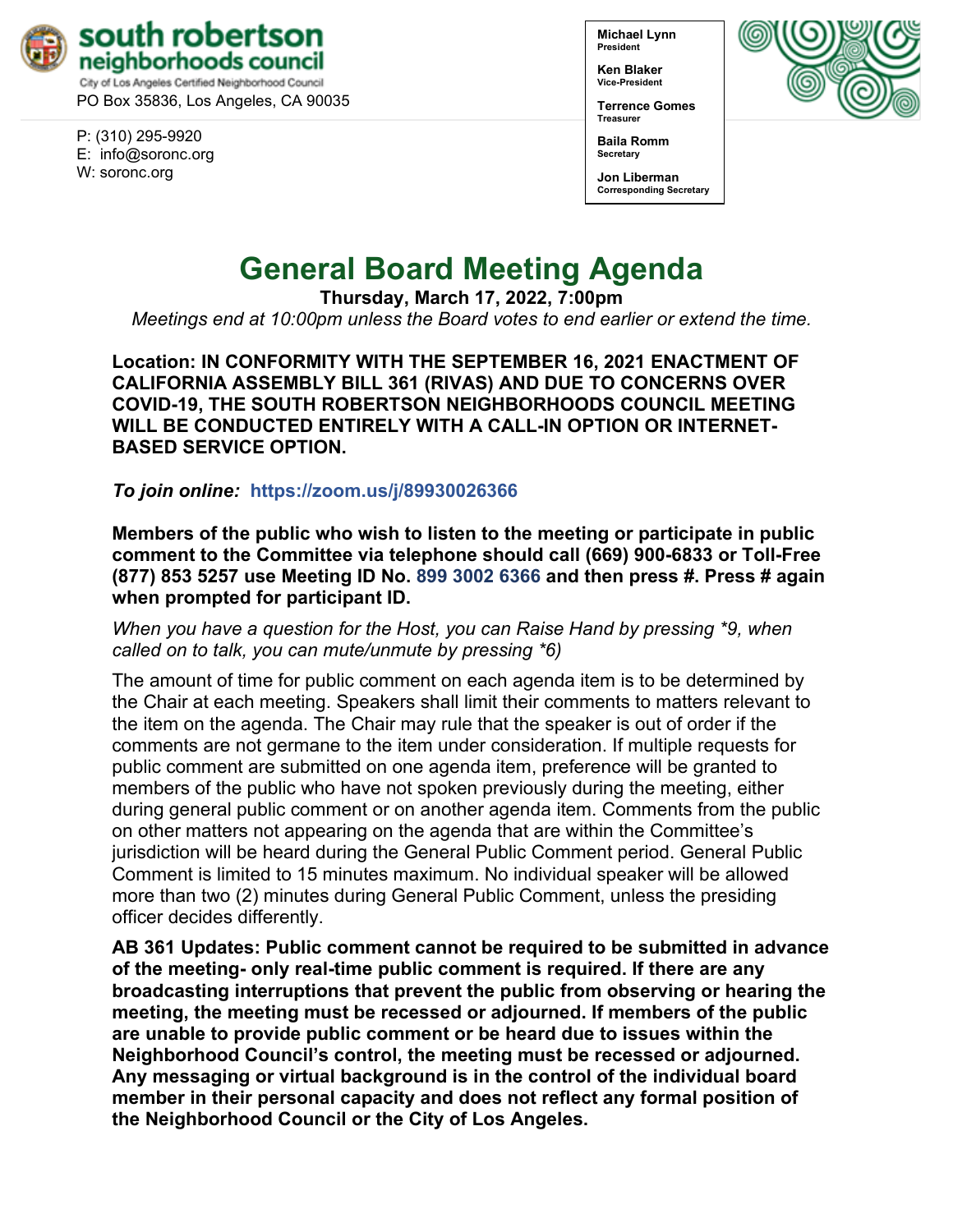south robertson neighborhoods council
City of Los Angeles Certified Neighborhood Council
PO Box 35836, Los Angeles, CA 90035

P: (310) 295-9920
E: info@soronc.org
W: soronc.org

**Michael Lynn**
President

**Ken Blaker**
Vice-President

**Terrence Gomes**
Treasurer

**Baila Romm**
Secretary

**Jon Liberman**
Corresponding Secretary

# General Board Meeting Agenda

**Thursday, March 17, 2022, 7:00pm**

*Meetings end at 10:00pm unless the Board votes to end earlier or extend the time.*

**Location: IN CONFORMITY WITH THE SEPTEMBER 16, 2021 ENACTMENT OF CALIFORNIA ASSEMBLY BILL 361 (RIVAS) AND DUE TO CONCERNS OVER COVID-19, THE SOUTH ROBERTSON NEIGHBORHOODS COUNCIL MEETING WILL BE CONDUCTED ENTIRELY WITH A CALL-IN OPTION OR INTERNET-BASED SERVICE OPTION.**

***To join online:*** **https://zoom.us/j/89930026366**

**Members of the public who wish to listen to the meeting or participate in public comment to the Committee via telephone should call (669) 900-6833 or Toll-Free (877) 853 5257 use Meeting ID No. 899 3002 6366 and then press #. Press # again when prompted for participant ID.**

*When you have a question for the Host, you can Raise Hand by pressing *9, when called on to talk, you can mute/unmute by pressing *6)*

The amount of time for public comment on each agenda item is to be determined by the Chair at each meeting. Speakers shall limit their comments to matters relevant to the item on the agenda. The Chair may rule that the speaker is out of order if the comments are not germane to the item under consideration. If multiple requests for public comment are submitted on one agenda item, preference will be granted to members of the public who have not spoken previously during the meeting, either during general public comment or on another agenda item. Comments from the public on other matters not appearing on the agenda that are within the Committee's jurisdiction will be heard during the General Public Comment period. General Public Comment is limited to 15 minutes maximum. No individual speaker will be allowed more than two (2) minutes during General Public Comment, unless the presiding officer decides differently.

**AB 361 Updates: Public comment cannot be required to be submitted in advance of the meeting- only real-time public comment is required. If there are any broadcasting interruptions that prevent the public from observing or hearing the meeting, the meeting must be recessed or adjourned. If members of the public are unable to provide public comment or be heard due to issues within the Neighborhood Council's control, the meeting must be recessed or adjourned. Any messaging or virtual background is in the control of the individual board member in their personal capacity and does not reflect any formal position of the Neighborhood Council or the City of Los Angeles.**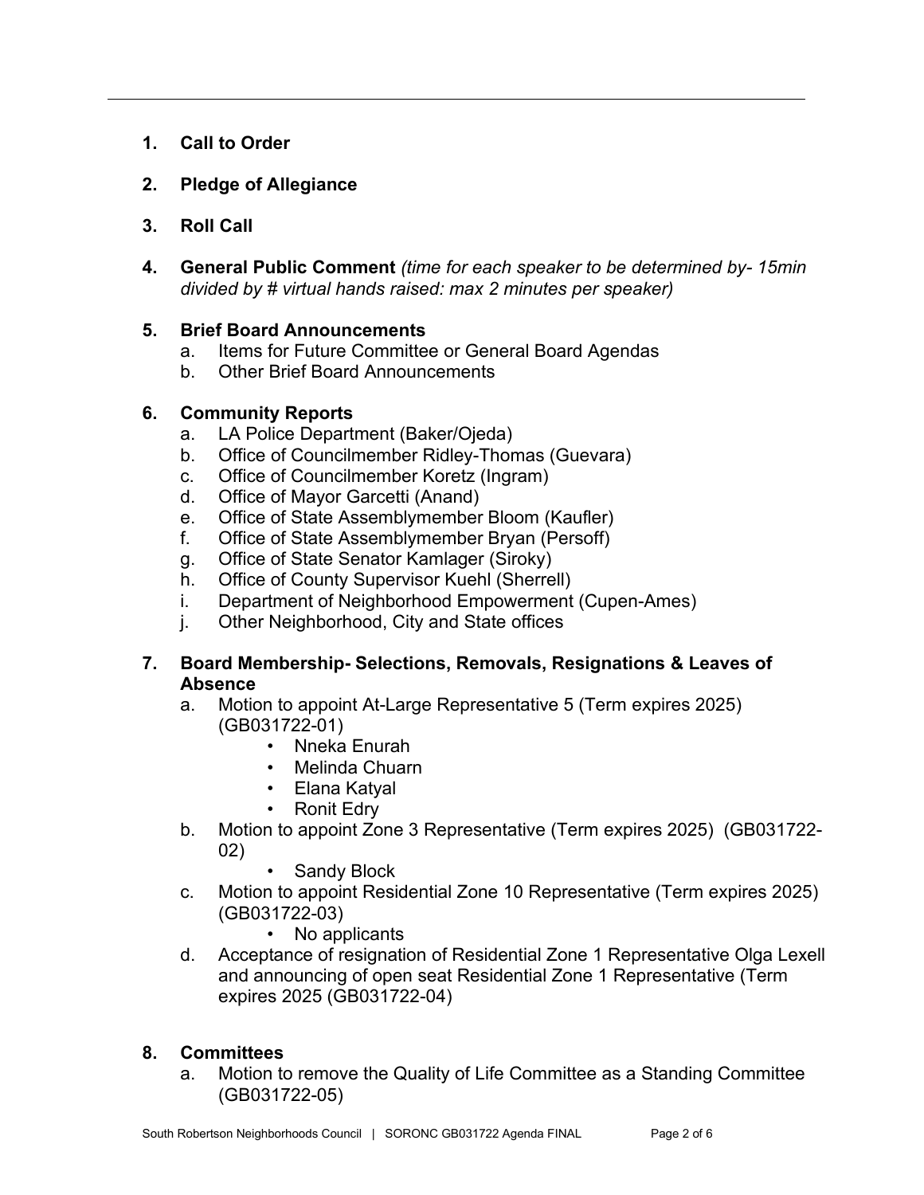1. **Call to Order**

2. **Pledge of Allegiance**

3. **Roll Call**

4. **General Public Comment** *(time for each speaker to be determined by- 15min divided by # virtual hands raised: max 2 minutes per speaker)*

5. **Brief Board Announcements**
   a. Items for Future Committee or General Board Agendas
   b. Other Brief Board Announcements

6. **Community Reports**
   a. LA Police Department (Baker/Ojeda)
   b. Office of Councilmember Ridley-Thomas (Guevara)
   c. Office of Councilmember Koretz (Ingram)
   d. Office of Mayor Garcetti (Anand)
   e. Office of State Assemblymember Bloom (Kaufler)
   f. Office of State Assemblymember Bryan (Persoff)
   g. Office of State Senator Kamlager (Siroky)
   h. Office of County Supervisor Kuehl (Sherrell)
   i. Department of Neighborhood Empowerment (Cupen-Ames)
   j. Other Neighborhood, City and State offices

7. **Board Membership- Selections, Removals, Resignations & Leaves of Absence**
   a. Motion to appoint At-Large Representative 5 (Term expires 2025) (GB031722-01)
      - Nneka Enurah
      - Melinda Chuarn
      - Elana Katyal
      - Ronit Edry
   b. Motion to appoint Zone 3 Representative (Term expires 2025) (GB031722-02)
      - Sandy Block
   c. Motion to appoint Residential Zone 10 Representative (Term expires 2025) (GB031722-03)
      - No applicants
   d. Acceptance of resignation of Residential Zone 1 Representative Olga Lexell and announcing of open seat Residential Zone 1 Representative (Term expires 2025 (GB031722-04)

8. **Committees**
   a. Motion to remove the Quality of Life Committee as a Standing Committee (GB031722-05)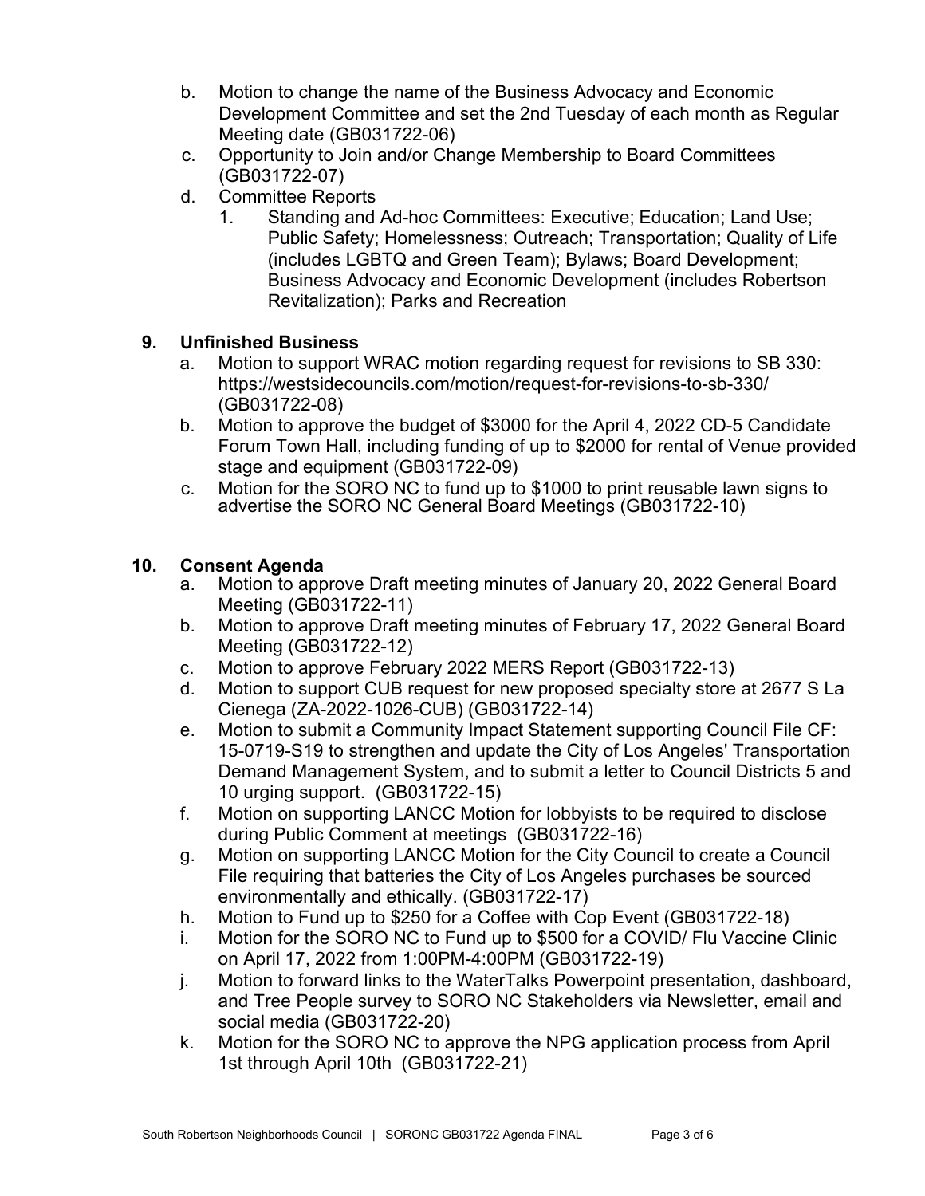b. Motion to change the name of the Business Advocacy and Economic Development Committee and set the 2nd Tuesday of each month as Regular Meeting date (GB031722-06)
c. Opportunity to Join and/or Change Membership to Board Committees (GB031722-07)
d. Committee Reports
   1. Standing and Ad-hoc Committees: Executive; Education; Land Use; Public Safety; Homelessness; Outreach; Transportation; Quality of Life (includes LGBTQ and Green Team); Bylaws; Board Development; Business Advocacy and Economic Development (includes Robertson Revitalization); Parks and Recreation

## 9. Unfinished Business

a. Motion to support WRAC motion regarding request for revisions to SB 330: https://westsidecouncils.com/motion/request-for-revisions-to-sb-330/ (GB031722-08)
b. Motion to approve the budget of $3000 for the April 4, 2022 CD-5 Candidate Forum Town Hall, including funding of up to $2000 for rental of Venue provided stage and equipment (GB031722-09)
c. Motion for the SORO NC to fund up to $1000 to print reusable lawn signs to advertise the SORO NC General Board Meetings (GB031722-10)

## 10. Consent Agenda

a. Motion to approve Draft meeting minutes of January 20, 2022 General Board Meeting (GB031722-11)
b. Motion to approve Draft meeting minutes of February 17, 2022 General Board Meeting (GB031722-12)
c. Motion to approve February 2022 MERS Report (GB031722-13)
d. Motion to support CUB request for new proposed specialty store at 2677 S La Cienega (ZA-2022-1026-CUB) (GB031722-14)
e. Motion to submit a Community Impact Statement supporting Council File CF: 15-0719-S19 to strengthen and update the City of Los Angeles' Transportation Demand Management System, and to submit a letter to Council Districts 5 and 10 urging support. (GB031722-15)
f. Motion on supporting LANCC Motion for lobbyists to be required to disclose during Public Comment at meetings (GB031722-16)
g. Motion on supporting LANCC Motion for the City Council to create a Council File requiring that batteries the City of Los Angeles purchases be sourced environmentally and ethically. (GB031722-17)
h. Motion to Fund up to $250 for a Coffee with Cop Event (GB031722-18)
i. Motion for the SORO NC to Fund up to $500 for a COVID/ Flu Vaccine Clinic on April 17, 2022 from 1:00PM-4:00PM (GB031722-19)
j. Motion to forward links to the WaterTalks Powerpoint presentation, dashboard, and Tree People survey to SORO NC Stakeholders via Newsletter, email and social media (GB031722-20)
k. Motion for the SORO NC to approve the NPG application process from April 1st through April 10th (GB031722-21)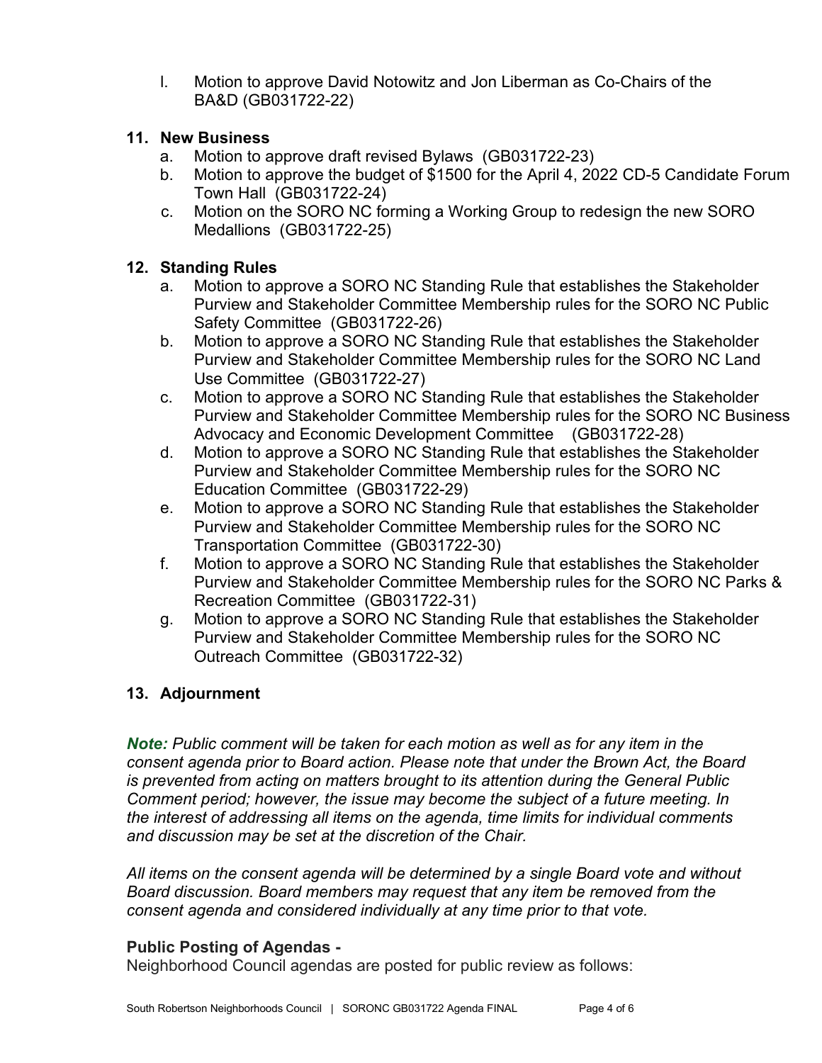l. Motion to approve David Notowitz and Jon Liberman as Co-Chairs of the BA&D (GB031722-22)

## 11. New Business

a. Motion to approve draft revised Bylaws (GB031722-23)
b. Motion to approve the budget of $1500 for the April 4, 2022 CD-5 Candidate Forum Town Hall (GB031722-24)
c. Motion on the SORO NC forming a Working Group to redesign the new SORO Medallions (GB031722-25)

## 12. Standing Rules

a. Motion to approve a SORO NC Standing Rule that establishes the Stakeholder Purview and Stakeholder Committee Membership rules for the SORO NC Public Safety Committee (GB031722-26)
b. Motion to approve a SORO NC Standing Rule that establishes the Stakeholder Purview and Stakeholder Committee Membership rules for the SORO NC Land Use Committee (GB031722-27)
c. Motion to approve a SORO NC Standing Rule that establishes the Stakeholder Purview and Stakeholder Committee Membership rules for the SORO NC Business Advocacy and Economic Development Committee (GB031722-28)
d. Motion to approve a SORO NC Standing Rule that establishes the Stakeholder Purview and Stakeholder Committee Membership rules for the SORO NC Education Committee (GB031722-29)
e. Motion to approve a SORO NC Standing Rule that establishes the Stakeholder Purview and Stakeholder Committee Membership rules for the SORO NC Transportation Committee (GB031722-30)
f. Motion to approve a SORO NC Standing Rule that establishes the Stakeholder Purview and Stakeholder Committee Membership rules for the SORO NC Parks & Recreation Committee (GB031722-31)
g. Motion to approve a SORO NC Standing Rule that establishes the Stakeholder Purview and Stakeholder Committee Membership rules for the SORO NC Outreach Committee (GB031722-32)

## 13. Adjournment

***Note:*** *Public comment will be taken for each motion as well as for any item in the consent agenda prior to Board action. Please note that under the Brown Act, the Board is prevented from acting on matters brought to its attention during the General Public Comment period; however, the issue may become the subject of a future meeting. In the interest of addressing all items on the agenda, time limits for individual comments and discussion may be set at the discretion of the Chair.*

*All items on the consent agenda will be determined by a single Board vote and without Board discussion. Board members may request that any item be removed from the consent agenda and considered individually at any time prior to that vote.*

### Public Posting of Agendas -

Neighborhood Council agendas are posted for public review as follows: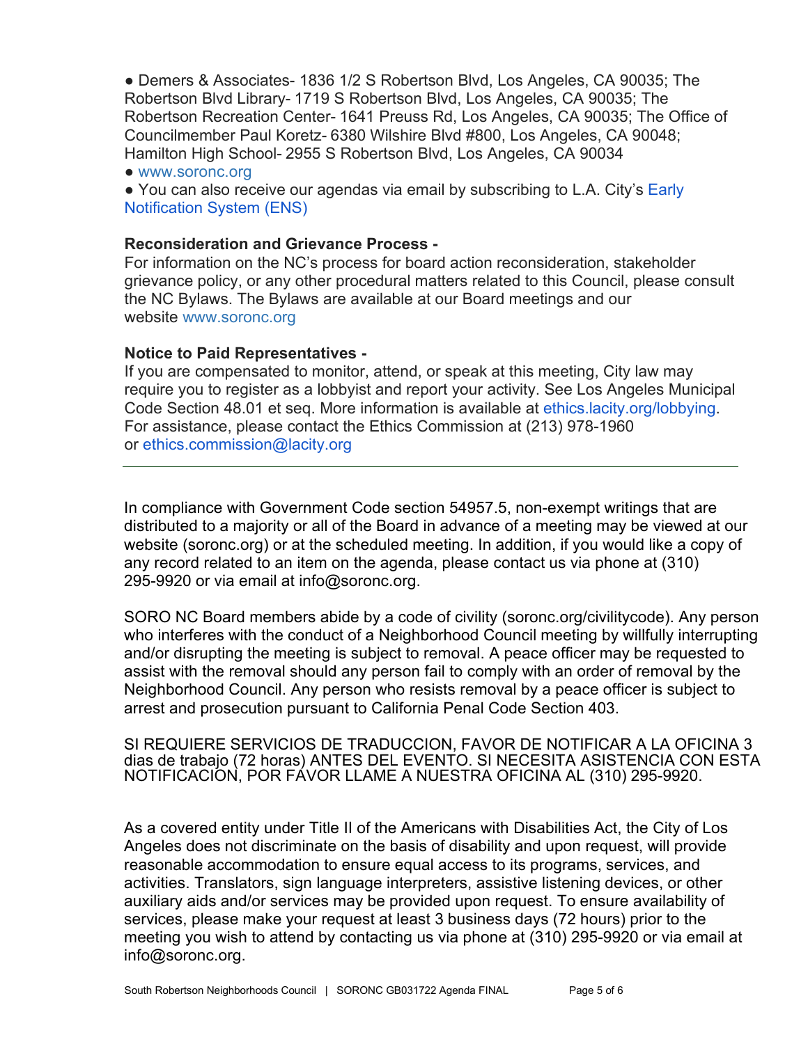- Demers & Associates- 1836 1/2 S Robertson Blvd, Los Angeles, CA 90035; The Robertson Blvd Library- 1719 S Robertson Blvd, Los Angeles, CA 90035; The Robertson Recreation Center- 1641 Preuss Rd, Los Angeles, CA 90035; The Office of Councilmember Paul Koretz- 6380 Wilshire Blvd #800, Los Angeles, CA 90048; Hamilton High School- 2955 S Robertson Blvd, Los Angeles, CA 90034
- www.soronc.org
- You can also receive our agendas via email by subscribing to L.A. City's Early Notification System (ENS)

**Reconsideration and Grievance Process -**
For information on the NC's process for board action reconsideration, stakeholder grievance policy, or any other procedural matters related to this Council, please consult the NC Bylaws. The Bylaws are available at our Board meetings and our website www.soronc.org

**Notice to Paid Representatives -**
If you are compensated to monitor, attend, or speak at this meeting, City law may require you to register as a lobbyist and report your activity. See Los Angeles Municipal Code Section 48.01 et seq. More information is available at ethics.lacity.org/lobbying. For assistance, please contact the Ethics Commission at (213) 978-1960 or ethics.commission@lacity.org

---

In compliance with Government Code section 54957.5, non-exempt writings that are distributed to a majority or all of the Board in advance of a meeting may be viewed at our website (soronc.org) or at the scheduled meeting. In addition, if you would like a copy of any record related to an item on the agenda, please contact us via phone at (310) 295-9920 or via email at info@soronc.org.

SORO NC Board members abide by a code of civility (soronc.org/civilitycode). Any person who interferes with the conduct of a Neighborhood Council meeting by willfully interrupting and/or disrupting the meeting is subject to removal. A peace officer may be requested to assist with the removal should any person fail to comply with an order of removal by the Neighborhood Council. Any person who resists removal by a peace officer is subject to arrest and prosecution pursuant to California Penal Code Section 403.

SI REQUIERE SERVICIOS DE TRADUCCION, FAVOR DE NOTIFICAR A LA OFICINA 3 dias de trabajo (72 horas) ANTES DEL EVENTO. SI NECESITA ASISTENCIA CON ESTA NOTIFICACION, POR FAVOR LLAME A NUESTRA OFICINA AL (310) 295-9920.

As a covered entity under Title II of the Americans with Disabilities Act, the City of Los Angeles does not discriminate on the basis of disability and upon request, will provide reasonable accommodation to ensure equal access to its programs, services, and activities. Translators, sign language interpreters, assistive listening devices, or other auxiliary aids and/or services may be provided upon request. To ensure availability of services, please make your request at least 3 business days (72 hours) prior to the meeting you wish to attend by contacting us via phone at (310) 295-9920 or via email at info@soronc.org.